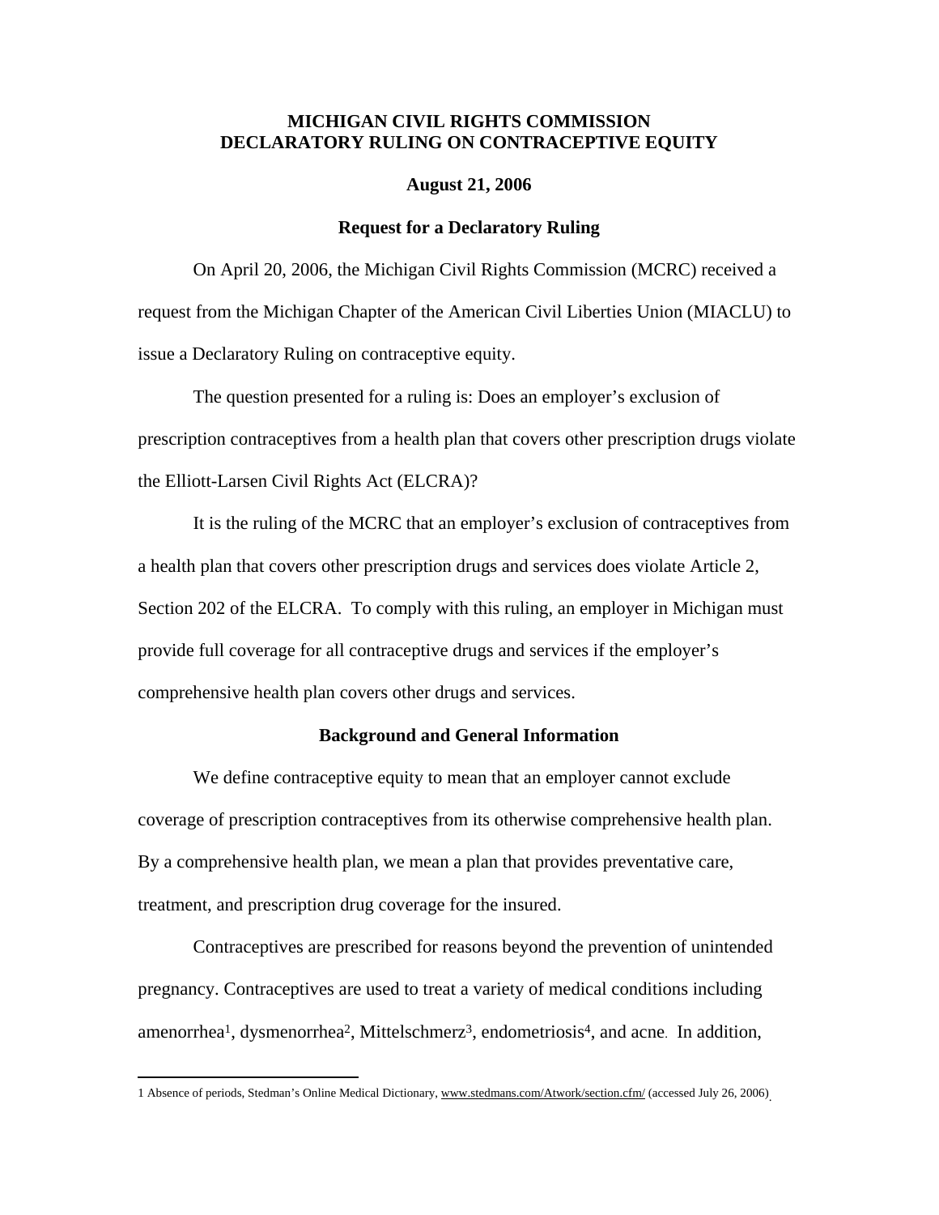**MICHIGAN CIVIL RIGHTS COMMISSION**
**DECLARATORY RULING ON CONTRACEPTIVE EQUITY**

**August 21, 2006**

## Request for a Declaratory Ruling

On April 20, 2006, the Michigan Civil Rights Commission (MCRC) received a request from the Michigan Chapter of the American Civil Liberties Union (MIACLU) to issue a Declaratory Ruling on contraceptive equity.

The question presented for a ruling is: Does an employer's exclusion of prescription contraceptives from a health plan that covers other prescription drugs violate the Elliott-Larsen Civil Rights Act (ELCRA)?

It is the ruling of the MCRC that an employer's exclusion of contraceptives from a health plan that covers other prescription drugs and services does violate Article 2, Section 202 of the ELCRA. To comply with this ruling, an employer in Michigan must provide full coverage for all contraceptive drugs and services if the employer's comprehensive health plan covers other drugs and services.

## Background and General Information

We define contraceptive equity to mean that an employer cannot exclude coverage of prescription contraceptives from its otherwise comprehensive health plan. By a comprehensive health plan, we mean a plan that provides preventative care, treatment, and prescription drug coverage for the insured.

Contraceptives are prescribed for reasons beyond the prevention of unintended pregnancy. Contraceptives are used to treat a variety of medical conditions including amenorrhea[1], dysmenorrhea[2], Mittelschmerz[3], endometriosis[4], and acne. In addition,

---

1 Absence of periods, Stedman's Online Medical Dictionary, www.stedmans.com/Atwork/section.cfm/ (accessed July 26, 2006).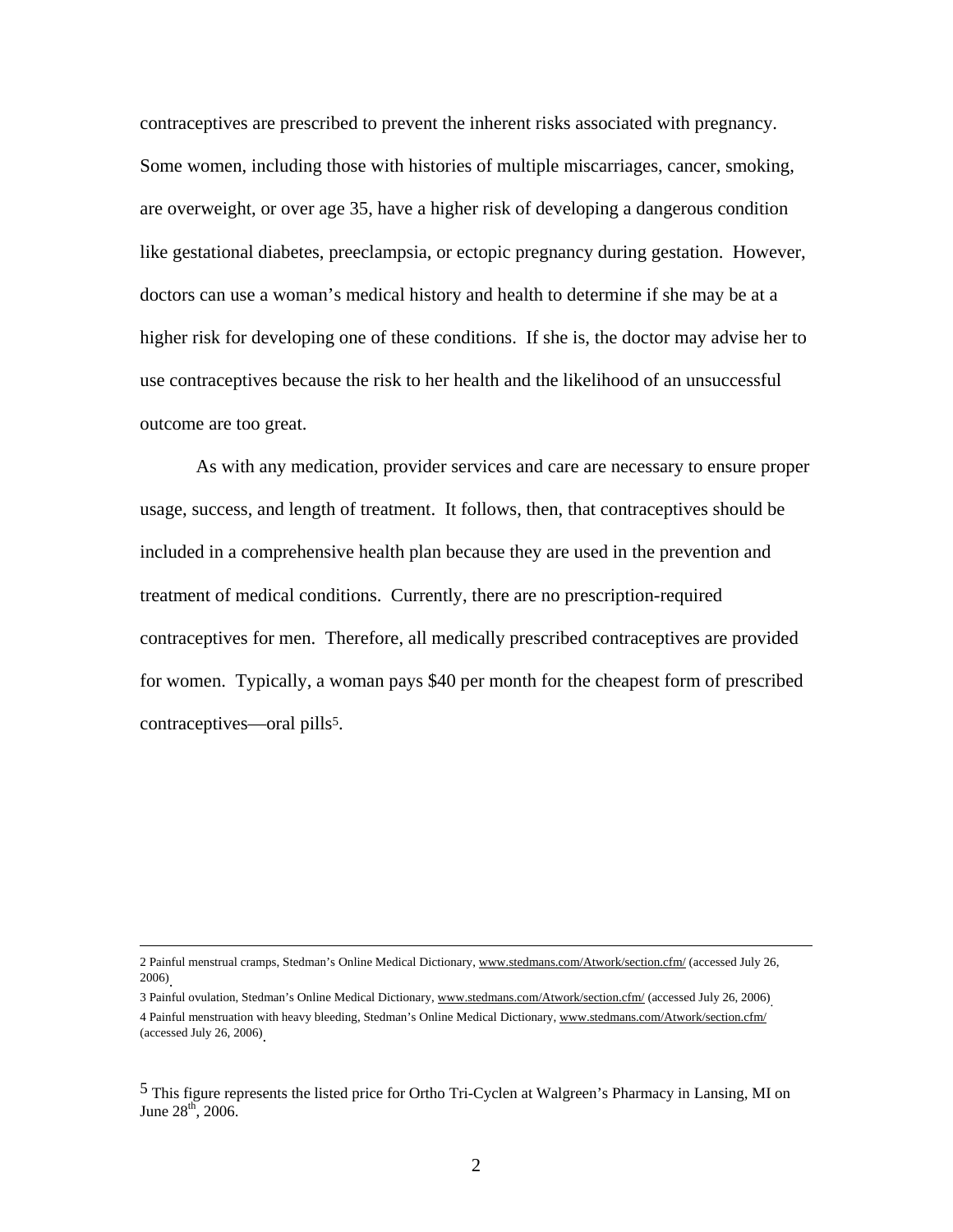contraceptives are prescribed to prevent the inherent risks associated with pregnancy. Some women, including those with histories of multiple miscarriages, cancer, smoking, are overweight, or over age 35, have a higher risk of developing a dangerous condition like gestational diabetes, preeclampsia, or ectopic pregnancy during gestation. However, doctors can use a woman's medical history and health to determine if she may be at a higher risk for developing one of these conditions. If she is, the doctor may advise her to use contraceptives because the risk to her health and the likelihood of an unsuccessful outcome are too great.

As with any medication, provider services and care are necessary to ensure proper usage, success, and length of treatment. It follows, then, that contraceptives should be included in a comprehensive health plan because they are used in the prevention and treatment of medical conditions. Currently, there are no prescription-required contraceptives for men. Therefore, all medically prescribed contraceptives are provided for women. Typically, a woman pays $40 per month for the cheapest form of prescribed contraceptives—oral pills[5].

---

2 Painful menstrual cramps, Stedman's Online Medical Dictionary, www.stedmans.com/Atwork/section.cfm/ (accessed July 26, 2006).

3 Painful ovulation, Stedman's Online Medical Dictionary, www.stedmans.com/Atwork/section.cfm/ (accessed July 26, 2006).

4 Painful menstruation with heavy bleeding, Stedman's Online Medical Dictionary, www.stedmans.com/Atwork/section.cfm/ (accessed July 26, 2006).

5 This figure represents the listed price for Ortho Tri-Cyclen at Walgreen's Pharmacy in Lansing, MI on June 28th, 2006.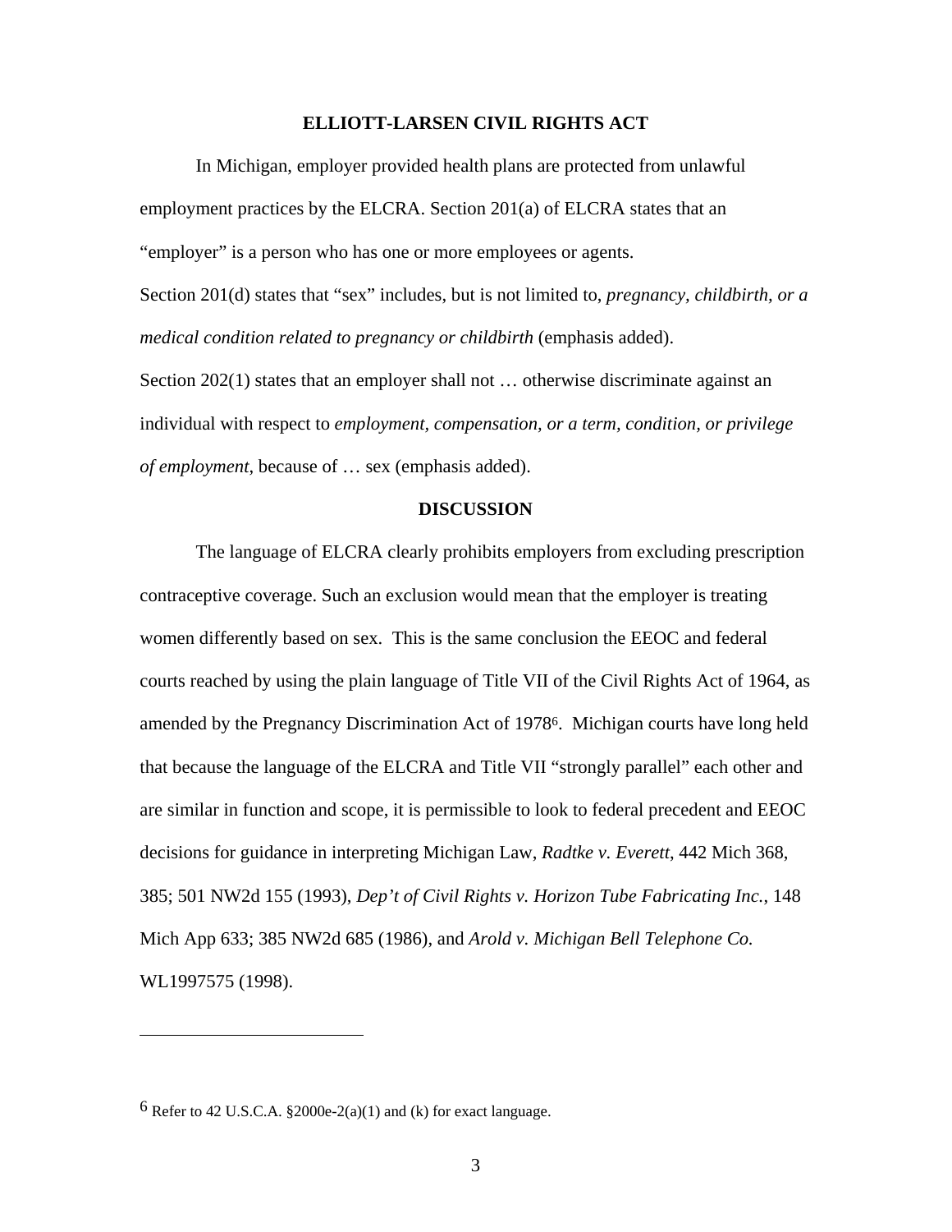**ELLIOTT-LARSEN CIVIL RIGHTS ACT**

In Michigan, employer provided health plans are protected from unlawful employment practices by the ELCRA. Section 201(a) of ELCRA states that an "employer" is a person who has one or more employees or agents.

Section 201(d) states that "sex" includes, but is not limited to, *pregnancy, childbirth, or a medical condition related to pregnancy or childbirth* (emphasis added).

Section 202(1) states that an employer shall not … otherwise discriminate against an individual with respect to *employment, compensation, or a term, condition, or privilege of employment*, because of … sex (emphasis added).

**DISCUSSION**

The language of ELCRA clearly prohibits employers from excluding prescription contraceptive coverage. Such an exclusion would mean that the employer is treating women differently based on sex. This is the same conclusion the EEOC and federal courts reached by using the plain language of Title VII of the Civil Rights Act of 1964, as amended by the Pregnancy Discrimination Act of 1978[6]. Michigan courts have long held that because the language of the ELCRA and Title VII "strongly parallel" each other and are similar in function and scope, it is permissible to look to federal precedent and EEOC decisions for guidance in interpreting Michigan Law, *Radtke v. Everett*, 442 Mich 368, 385; 501 NW2d 155 (1993), *Dep't of Civil Rights v. Horizon Tube Fabricating Inc.*, 148 Mich App 633; 385 NW2d 685 (1986), and *Arold v. Michigan Bell Telephone Co.* WL1997575 (1998).

---

[6] Refer to 42 U.S.C.A. §2000e-2(a)(1) and (k) for exact language.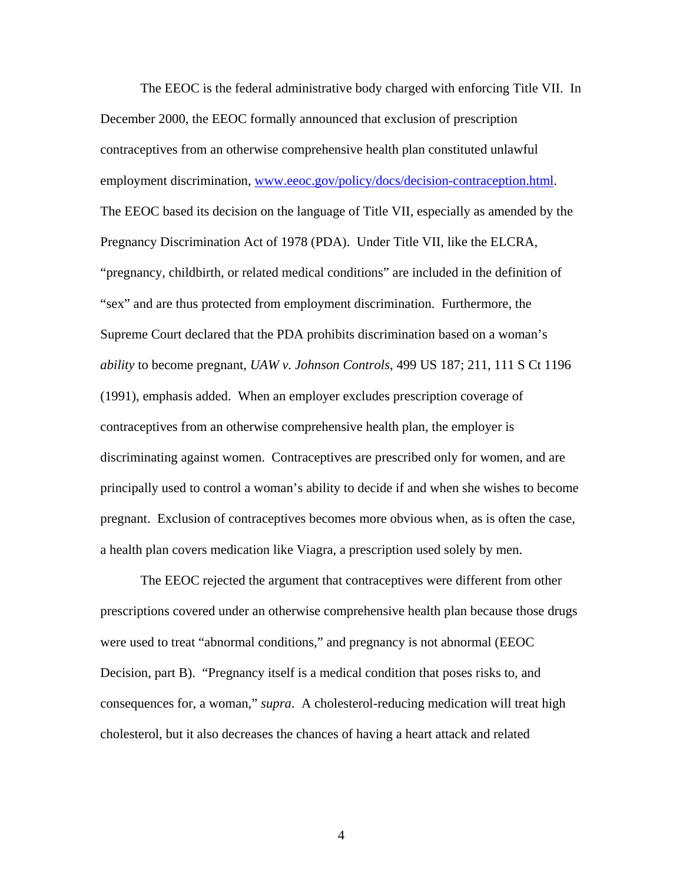The EEOC is the federal administrative body charged with enforcing Title VII. In December 2000, the EEOC formally announced that exclusion of prescription contraceptives from an otherwise comprehensive health plan constituted unlawful employment discrimination, www.eeoc.gov/policy/docs/decision-contraception.html. The EEOC based its decision on the language of Title VII, especially as amended by the Pregnancy Discrimination Act of 1978 (PDA). Under Title VII, like the ELCRA, "pregnancy, childbirth, or related medical conditions" are included in the definition of "sex" and are thus protected from employment discrimination. Furthermore, the Supreme Court declared that the PDA prohibits discrimination based on a woman's *ability* to become pregnant, *UAW v. Johnson Controls*, 499 US 187; 211, 111 S Ct 1196 (1991), emphasis added. When an employer excludes prescription coverage of contraceptives from an otherwise comprehensive health plan, the employer is discriminating against women. Contraceptives are prescribed only for women, and are principally used to control a woman's ability to decide if and when she wishes to become pregnant. Exclusion of contraceptives becomes more obvious when, as is often the case, a health plan covers medication like Viagra, a prescription used solely by men.

The EEOC rejected the argument that contraceptives were different from other prescriptions covered under an otherwise comprehensive health plan because those drugs were used to treat "abnormal conditions," and pregnancy is not abnormal (EEOC Decision, part B). "Pregnancy itself is a medical condition that poses risks to, and consequences for, a woman," *supra*. A cholesterol-reducing medication will treat high cholesterol, but it also decreases the chances of having a heart attack and related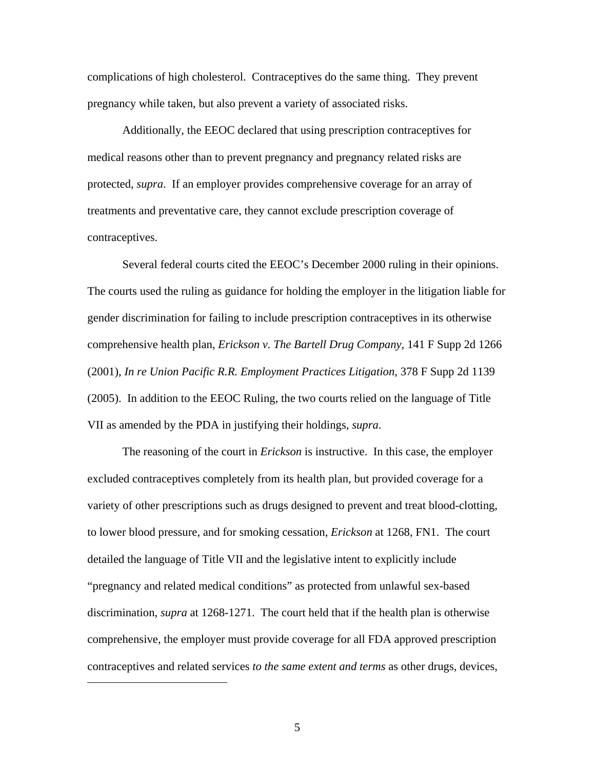complications of high cholesterol. Contraceptives do the same thing. They prevent pregnancy while taken, but also prevent a variety of associated risks.

Additionally, the EEOC declared that using prescription contraceptives for medical reasons other than to prevent pregnancy and pregnancy related risks are protected, *supra*. If an employer provides comprehensive coverage for an array of treatments and preventative care, they cannot exclude prescription coverage of contraceptives.

Several federal courts cited the EEOC's December 2000 ruling in their opinions. The courts used the ruling as guidance for holding the employer in the litigation liable for gender discrimination for failing to include prescription contraceptives in its otherwise comprehensive health plan, *Erickson v. The Bartell Drug Company*, 141 F Supp 2d 1266 (2001), *In re Union Pacific R.R. Employment Practices Litigation*, 378 F Supp 2d 1139 (2005). In addition to the EEOC Ruling, the two courts relied on the language of Title VII as amended by the PDA in justifying their holdings, *supra*.

The reasoning of the court in *Erickson* is instructive. In this case, the employer excluded contraceptives completely from its health plan, but provided coverage for a variety of other prescriptions such as drugs designed to prevent and treat blood-clotting, to lower blood pressure, and for smoking cessation, *Erickson* at 1268, FN1. The court detailed the language of Title VII and the legislative intent to explicitly include "pregnancy and related medical conditions" as protected from unlawful sex-based discrimination, *supra* at 1268-1271. The court held that if the health plan is otherwise comprehensive, the employer must provide coverage for all FDA approved prescription contraceptives and related services *to the same extent and terms* as other drugs, devices,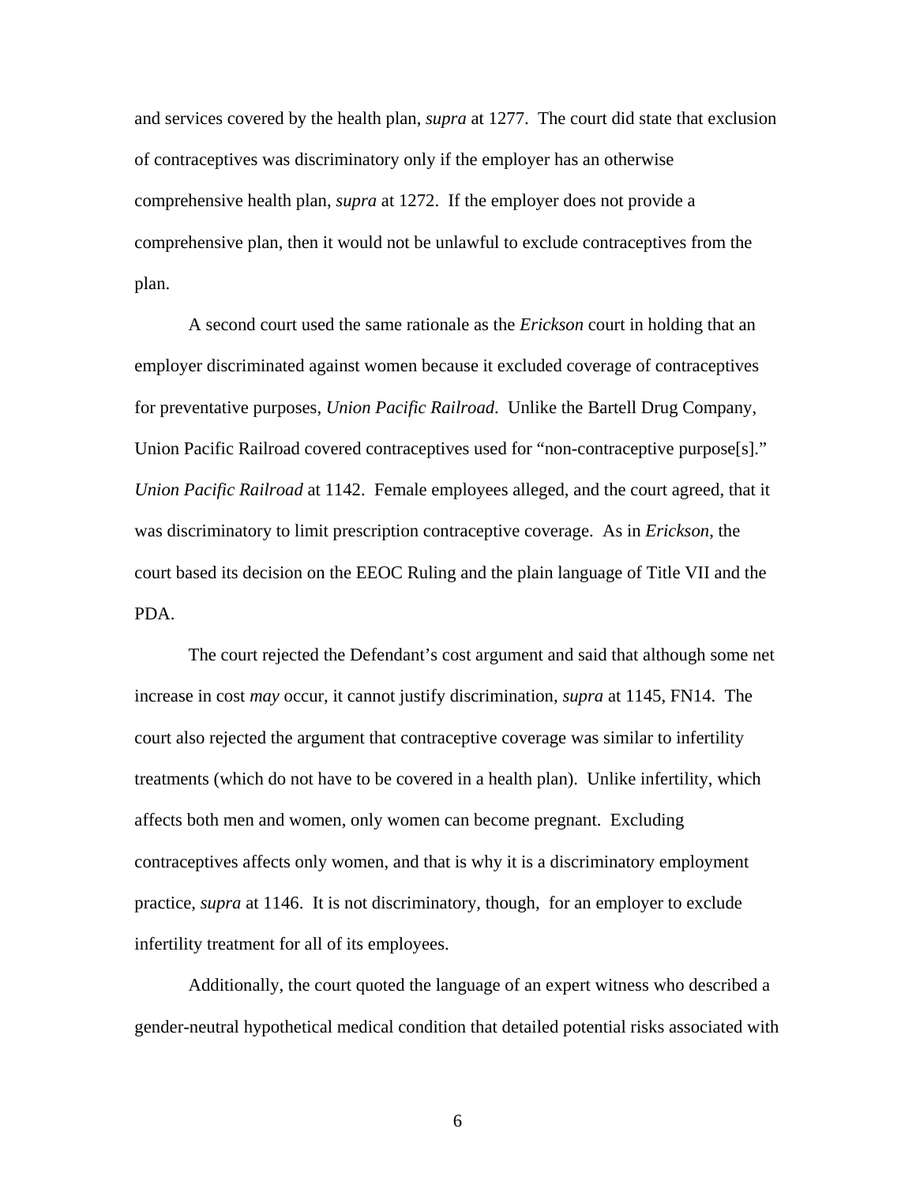and services covered by the health plan, *supra* at 1277. The court did state that exclusion of contraceptives was discriminatory only if the employer has an otherwise comprehensive health plan, *supra* at 1272. If the employer does not provide a comprehensive plan, then it would not be unlawful to exclude contraceptives from the plan.

A second court used the same rationale as the *Erickson* court in holding that an employer discriminated against women because it excluded coverage of contraceptives for preventative purposes, *Union Pacific Railroad*. Unlike the Bartell Drug Company, Union Pacific Railroad covered contraceptives used for "non-contraceptive purpose[s]." *Union Pacific Railroad* at 1142. Female employees alleged, and the court agreed, that it was discriminatory to limit prescription contraceptive coverage. As in *Erickson*, the court based its decision on the EEOC Ruling and the plain language of Title VII and the PDA.

The court rejected the Defendant's cost argument and said that although some net increase in cost *may* occur, it cannot justify discrimination, *supra* at 1145, FN14. The court also rejected the argument that contraceptive coverage was similar to infertility treatments (which do not have to be covered in a health plan). Unlike infertility, which affects both men and women, only women can become pregnant. Excluding contraceptives affects only women, and that is why it is a discriminatory employment practice, *supra* at 1146. It is not discriminatory, though, for an employer to exclude infertility treatment for all of its employees.

Additionally, the court quoted the language of an expert witness who described a gender-neutral hypothetical medical condition that detailed potential risks associated with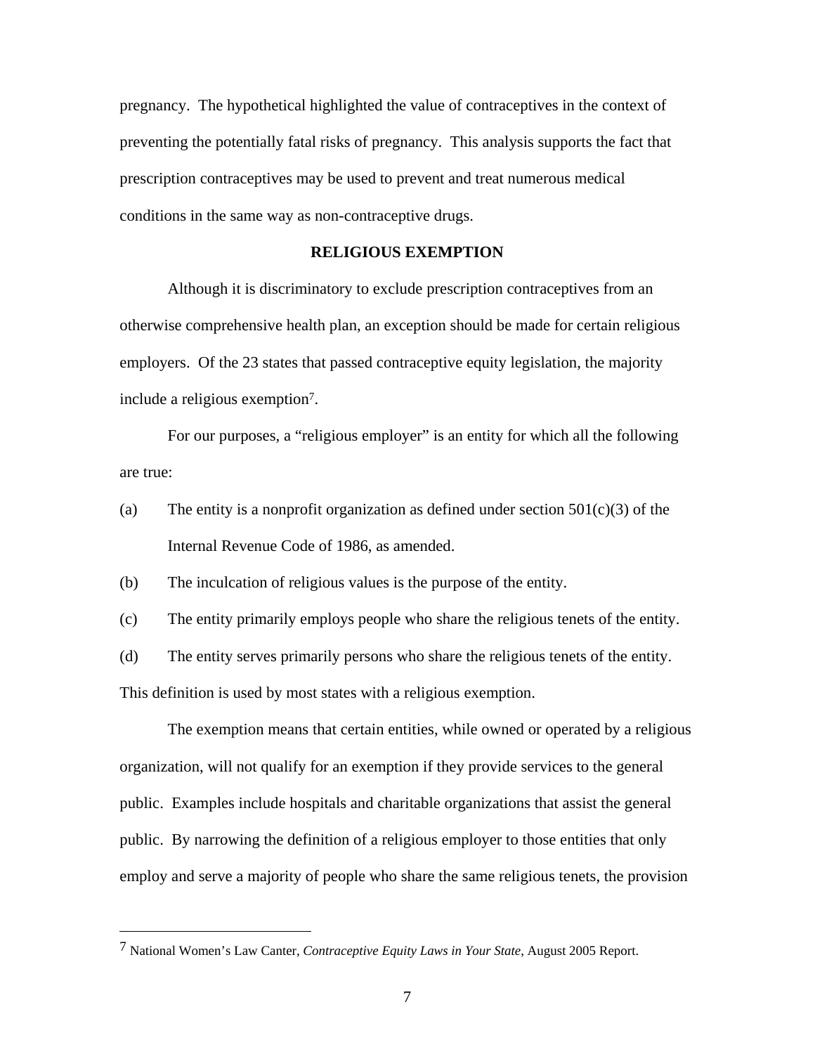pregnancy. The hypothetical highlighted the value of contraceptives in the context of preventing the potentially fatal risks of pregnancy. This analysis supports the fact that prescription contraceptives may be used to prevent and treat numerous medical conditions in the same way as non-contraceptive drugs.

## RELIGIOUS EXEMPTION

Although it is discriminatory to exclude prescription contraceptives from an otherwise comprehensive health plan, an exception should be made for certain religious employers. Of the 23 states that passed contraceptive equity legislation, the majority include a religious exemption[7].

For our purposes, a "religious employer" is an entity for which all the following are true:

(a) The entity is a nonprofit organization as defined under section 501(c)(3) of the Internal Revenue Code of 1986, as amended.

(b) The inculcation of religious values is the purpose of the entity.

(c) The entity primarily employs people who share the religious tenets of the entity.

(d) The entity serves primarily persons who share the religious tenets of the entity.

This definition is used by most states with a religious exemption.

The exemption means that certain entities, while owned or operated by a religious organization, will not qualify for an exemption if they provide services to the general public. Examples include hospitals and charitable organizations that assist the general public. By narrowing the definition of a religious employer to those entities that only employ and serve a majority of people who share the same religious tenets, the provision

---

[7] National Women's Law Canter, *Contraceptive Equity Laws in Your State*, August 2005 Report.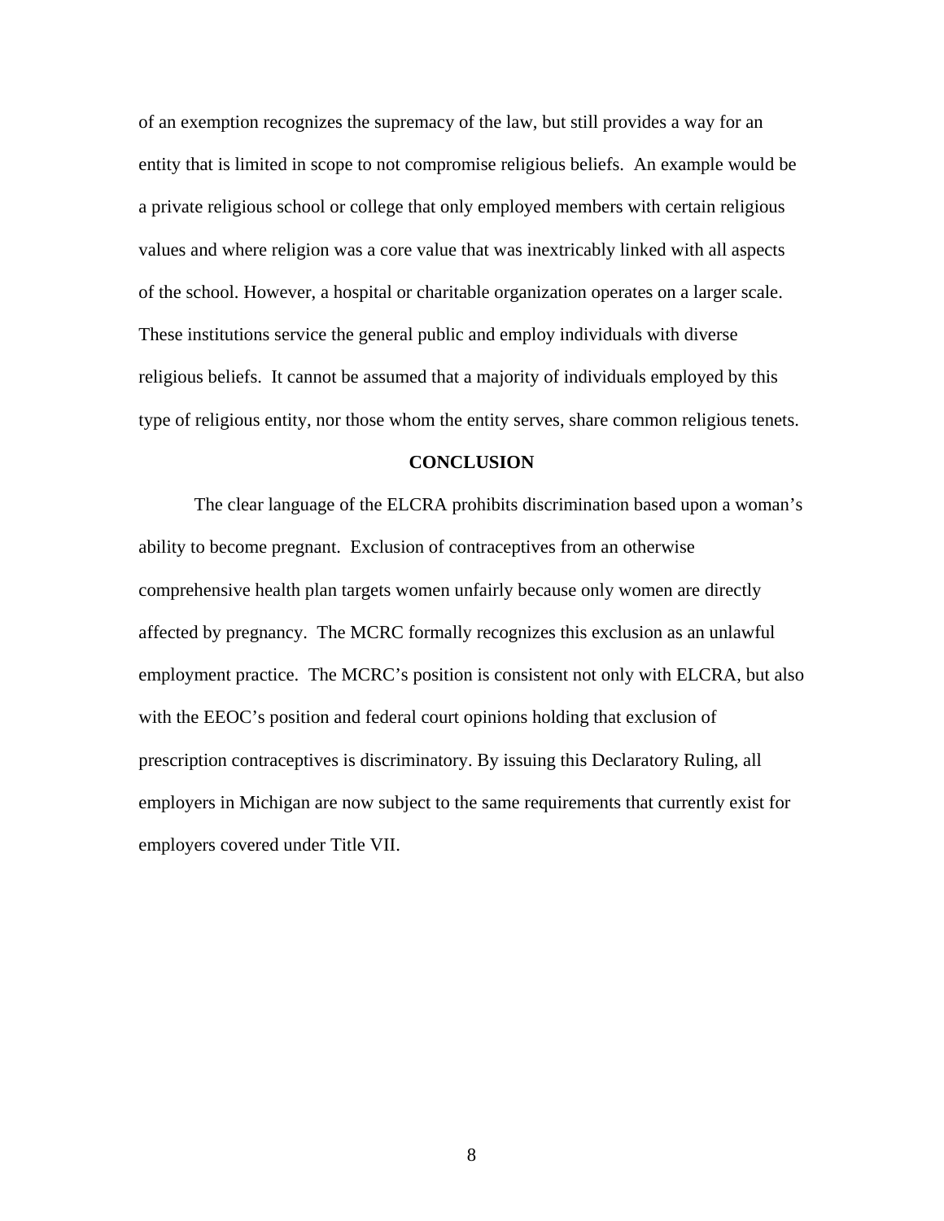of an exemption recognizes the supremacy of the law, but still provides a way for an entity that is limited in scope to not compromise religious beliefs. An example would be a private religious school or college that only employed members with certain religious values and where religion was a core value that was inextricably linked with all aspects of the school. However, a hospital or charitable organization operates on a larger scale. These institutions service the general public and employ individuals with diverse religious beliefs. It cannot be assumed that a majority of individuals employed by this type of religious entity, nor those whom the entity serves, share common religious tenets.

## CONCLUSION

The clear language of the ELCRA prohibits discrimination based upon a woman's ability to become pregnant. Exclusion of contraceptives from an otherwise comprehensive health plan targets women unfairly because only women are directly affected by pregnancy. The MCRC formally recognizes this exclusion as an unlawful employment practice. The MCRC's position is consistent not only with ELCRA, but also with the EEOC's position and federal court opinions holding that exclusion of prescription contraceptives is discriminatory. By issuing this Declaratory Ruling, all employers in Michigan are now subject to the same requirements that currently exist for employers covered under Title VII.